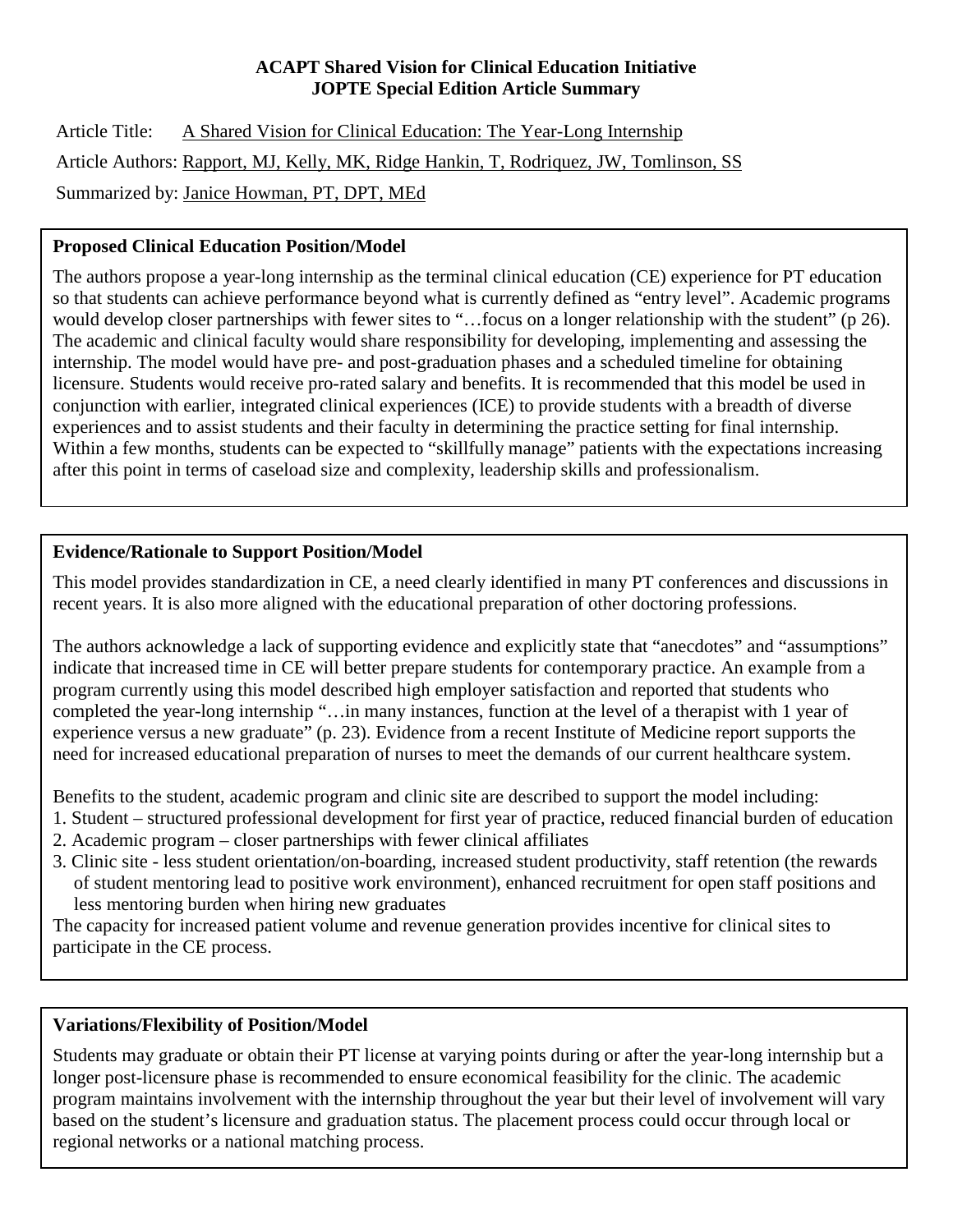**ACAPT Shared Vision for Clinical Education Initiative**
**JOPTE Special Edition Article Summary**

Article Title: A Shared Vision for Clinical Education: The Year-Long Internship

Article Authors: Rapport, MJ, Kelly, MK, Ridge Hankin, T, Rodriquez, JW, Tomlinson, SS

Summarized by: Janice Howman, PT, DPT, MEd

## Proposed Clinical Education Position/Model

The authors propose a year-long internship as the terminal clinical education (CE) experience for PT education so that students can achieve performance beyond what is currently defined as "entry level". Academic programs would develop closer partnerships with fewer sites to "…focus on a longer relationship with the student" (p 26). The academic and clinical faculty would share responsibility for developing, implementing and assessing the internship. The model would have pre- and post-graduation phases and a scheduled timeline for obtaining licensure. Students would receive pro-rated salary and benefits. It is recommended that this model be used in conjunction with earlier, integrated clinical experiences (ICE) to provide students with a breadth of diverse experiences and to assist students and their faculty in determining the practice setting for final internship. Within a few months, students can be expected to "skillfully manage" patients with the expectations increasing after this point in terms of caseload size and complexity, leadership skills and professionalism.

## Evidence/Rationale to Support Position/Model

This model provides standardization in CE, a need clearly identified in many PT conferences and discussions in recent years. It is also more aligned with the educational preparation of other doctoring professions.

The authors acknowledge a lack of supporting evidence and explicitly state that "anecdotes" and "assumptions" indicate that increased time in CE will better prepare students for contemporary practice. An example from a program currently using this model described high employer satisfaction and reported that students who completed the year-long internship "…in many instances, function at the level of a therapist with 1 year of experience versus a new graduate" (p. 23). Evidence from a recent Institute of Medicine report supports the need for increased educational preparation of nurses to meet the demands of our current healthcare system.

Benefits to the student, academic program and clinic site are described to support the model including:

1. Student – structured professional development for first year of practice, reduced financial burden of education
2. Academic program – closer partnerships with fewer clinical affiliates
3. Clinic site - less student orientation/on-boarding, increased student productivity, staff retention (the rewards of student mentoring lead to positive work environment), enhanced recruitment for open staff positions and less mentoring burden when hiring new graduates

The capacity for increased patient volume and revenue generation provides incentive for clinical sites to participate in the CE process.

## Variations/Flexibility of Position/Model

Students may graduate or obtain their PT license at varying points during or after the year-long internship but a longer post-licensure phase is recommended to ensure economical feasibility for the clinic. The academic program maintains involvement with the internship throughout the year but their level of involvement will vary based on the student's licensure and graduation status. The placement process could occur through local or regional networks or a national matching process.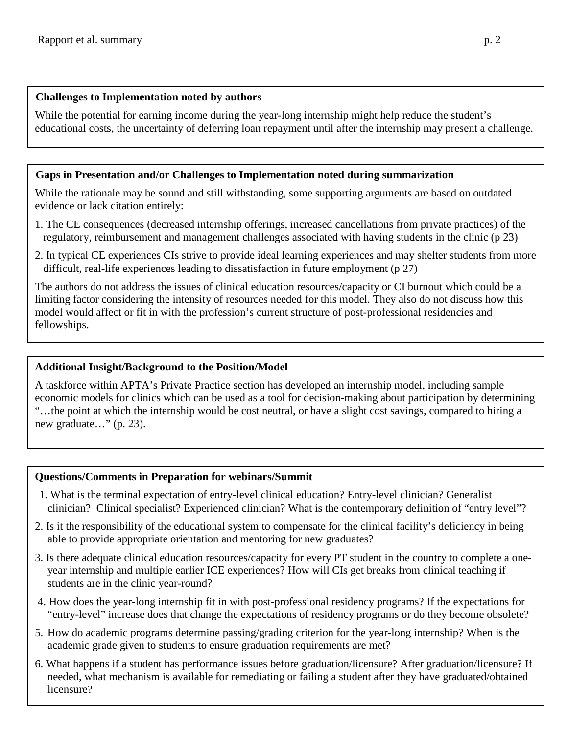## Challenges to Implementation noted by authors

While the potential for earning income during the year-long internship might help reduce the student's educational costs, the uncertainty of deferring loan repayment until after the internship may present a challenge.

## Gaps in Presentation and/or Challenges to Implementation noted during summarization

While the rationale may be sound and still withstanding, some supporting arguments are based on outdated evidence or lack citation entirely:

1. The CE consequences (decreased internship offerings, increased cancellations from private practices) of the regulatory, reimbursement and management challenges associated with having students in the clinic (p 23)
2. In typical CE experiences CIs strive to provide ideal learning experiences and may shelter students from more difficult, real-life experiences leading to dissatisfaction in future employment (p 27)

The authors do not address the issues of clinical education resources/capacity or CI burnout which could be a limiting factor considering the intensity of resources needed for this model. They also do not discuss how this model would affect or fit in with the profession's current structure of post-professional residencies and fellowships.

## Additional Insight/Background to the Position/Model

A taskforce within APTA's Private Practice section has developed an internship model, including sample economic models for clinics which can be used as a tool for decision-making about participation by determining "…the point at which the internship would be cost neutral, or have a slight cost savings, compared to hiring a new graduate…" (p. 23).

## Questions/Comments in Preparation for webinars/Summit

1. What is the terminal expectation of entry-level clinical education? Entry-level clinician? Generalist clinician? Clinical specialist? Experienced clinician? What is the contemporary definition of "entry level"?
2. Is it the responsibility of the educational system to compensate for the clinical facility's deficiency in being able to provide appropriate orientation and mentoring for new graduates?
3. Is there adequate clinical education resources/capacity for every PT student in the country to complete a one-year internship and multiple earlier ICE experiences? How will CIs get breaks from clinical teaching if students are in the clinic year-round?
4. How does the year-long internship fit in with post-professional residency programs? If the expectations for "entry-level" increase does that change the expectations of residency programs or do they become obsolete?
5. How do academic programs determine passing/grading criterion for the year-long internship? When is the academic grade given to students to ensure graduation requirements are met?
6. What happens if a student has performance issues before graduation/licensure? After graduation/licensure? If needed, what mechanism is available for remediating or failing a student after they have graduated/obtained licensure?